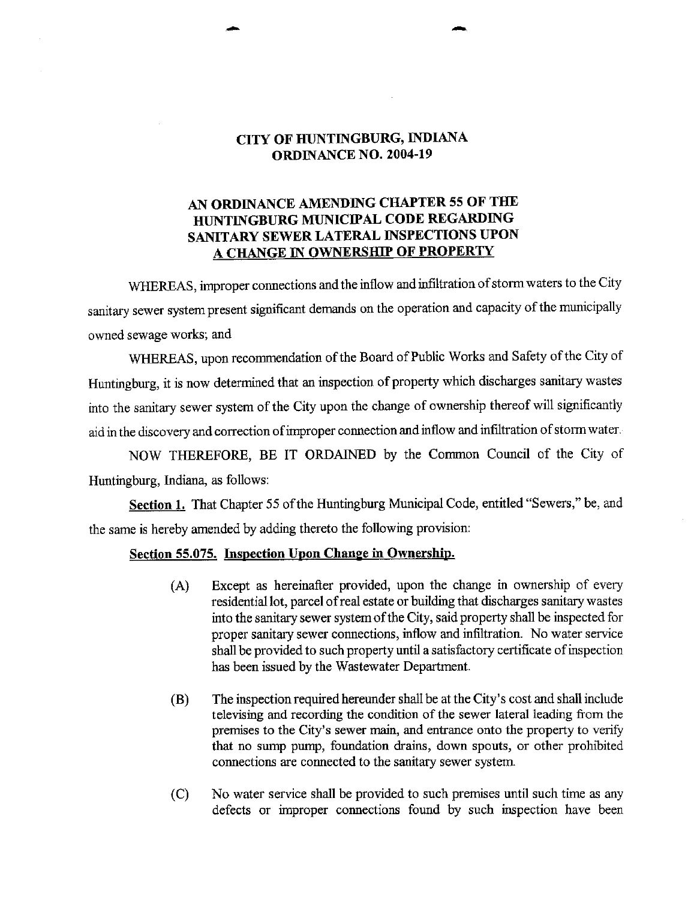# CITY OF HUNTINGBURG, INDIANA
# ORDINANCE NO. 2004-19

## AN ORDINANCE AMENDING CHAPTER 55 OF THE HUNTINGBURG MUNICIPAL CODE REGARDING SANITARY SEWER LATERAL INSPECTIONS UPON A CHANGE IN OWNERSHIP OF PROPERTY

WHEREAS, improper connections and the inflow and infiltration of storm waters to the City sanitary sewer system present significant demands on the operation and capacity of the municipally owned sewage works; and

WHEREAS, upon recommendation of the Board of Public Works and Safety of the City of Huntingburg, it is now determined that an inspection of property which discharges sanitary wastes into the sanitary sewer system of the City upon the change of ownership thereof will significantly aid in the discovery and correction of improper connection and inflow and infiltration of storm water.

NOW THEREFORE, BE IT ORDAINED by the Common Council of the City of Huntingburg, Indiana, as follows:

**Section 1.** That Chapter 55 of the Huntingburg Municipal Code, entitled "Sewers," be, and the same is hereby amended by adding thereto the following provision:

**Section 55.075. Inspection Upon Change in Ownership.**

(A) Except as hereinafter provided, upon the change in ownership of every residential lot, parcel of real estate or building that discharges sanitary wastes into the sanitary sewer system of the City, said property shall be inspected for proper sanitary sewer connections, inflow and infiltration. No water service shall be provided to such property until a satisfactory certificate of inspection has been issued by the Wastewater Department.

(B) The inspection required hereunder shall be at the City's cost and shall include televising and recording the condition of the sewer lateral leading from the premises to the City's sewer main, and entrance onto the property to verify that no sump pump, foundation drains, down spouts, or other prohibited connections are connected to the sanitary sewer system.

(C) No water service shall be provided to such premises until such time as any defects or improper connections found by such inspection have been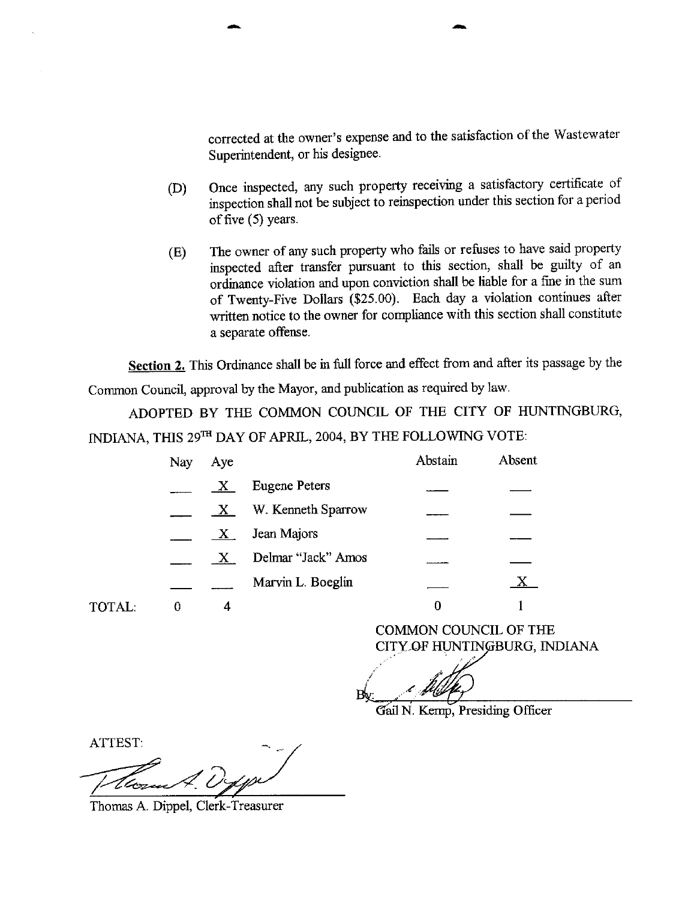corrected at the owner's expense and to the satisfaction of the Wastewater Superintendent, or his designee.

(D) Once inspected, any such property receiving a satisfactory certificate of inspection shall not be subject to reinspection under this section for a period of five (5) years.

(E) The owner of any such property who fails or refuses to have said property inspected after transfer pursuant to this section, shall be guilty of an ordinance violation and upon conviction shall be liable for a fine in the sum of Twenty-Five Dollars ($25.00). Each day a violation continues after written notice to the owner for compliance with this section shall constitute a separate offense.

**Section 2.** This Ordinance shall be in full force and effect from and after its passage by the Common Council, approval by the Mayor, and publication as required by law.

ADOPTED BY THE COMMON COUNCIL OF THE CITY OF HUNTINGBURG, INDIANA, THIS 29TH DAY OF APRIL, 2004, BY THE FOLLOWING VOTE:

| | Nay | Aye | | Abstain | Absent |
|---|---|---|---|---|---|
| | | X | Eugene Peters | | |
| | | X | W. Kenneth Sparrow | | |
| | | X | Jean Majors | | |
| | | X | Delmar "Jack" Amos | | |
| | | | Marvin L. Boeglin | | X |
| TOTAL: | 0 | 4 | | 0 | 1 |

COMMON COUNCIL OF THE CITY OF HUNTINGBURG, INDIANA

By: ____________________
Gail N. Kemp, Presiding Officer

ATTEST:

____________________
Thomas A. Dippel, Clerk-Treasurer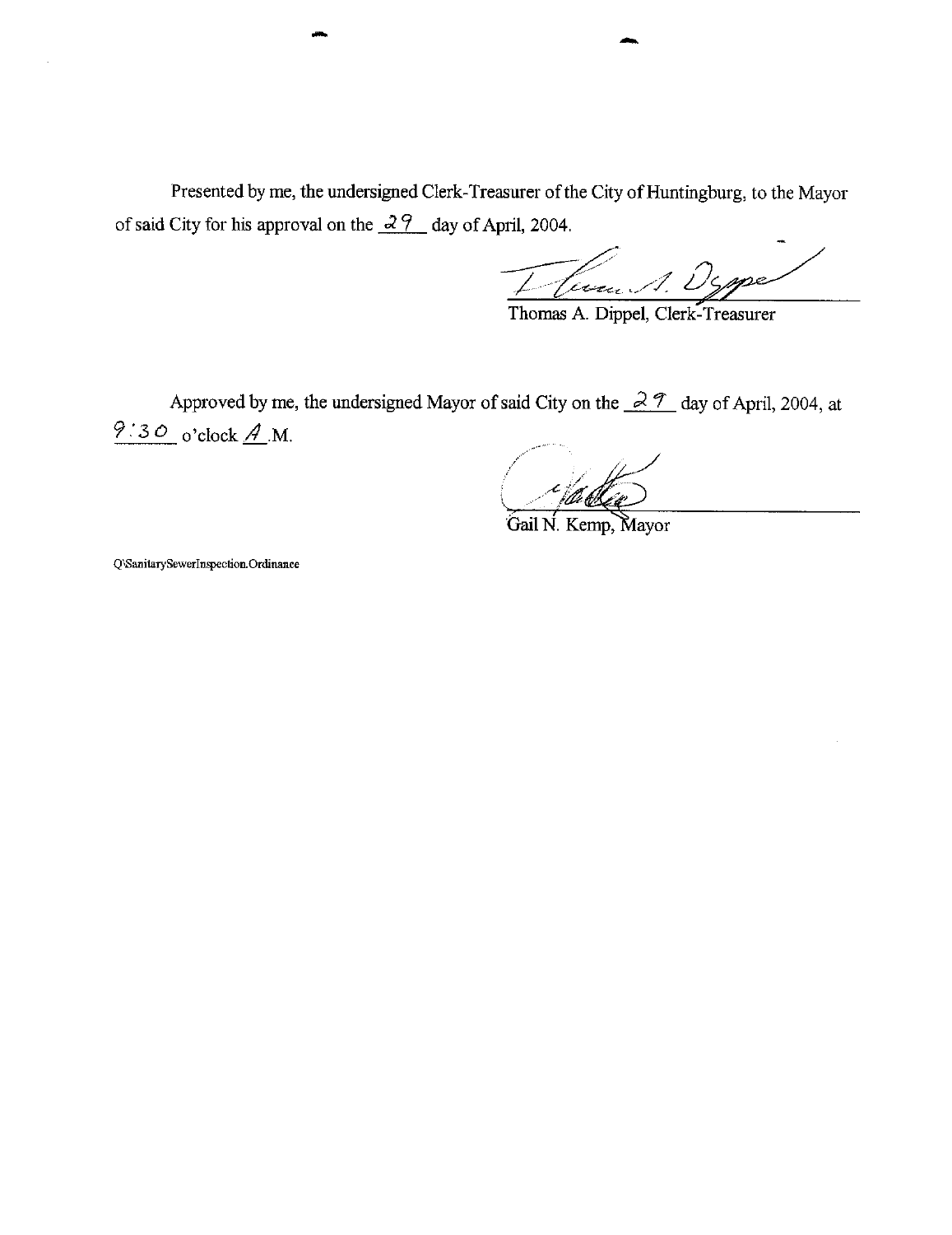Presented by me, the undersigned Clerk-Treasurer of the City of Huntingburg, to the Mayor of said City for his approval on the 29 day of April, 2004.

Thomas A. Dippel, Clerk-Treasurer

Approved by me, the undersigned Mayor of said City on the 29 day of April, 2004, at 9:30 o'clock A.M.

Gail N. Kemp, Mayor

Q:\SanitarySewerInspection.Ordinance